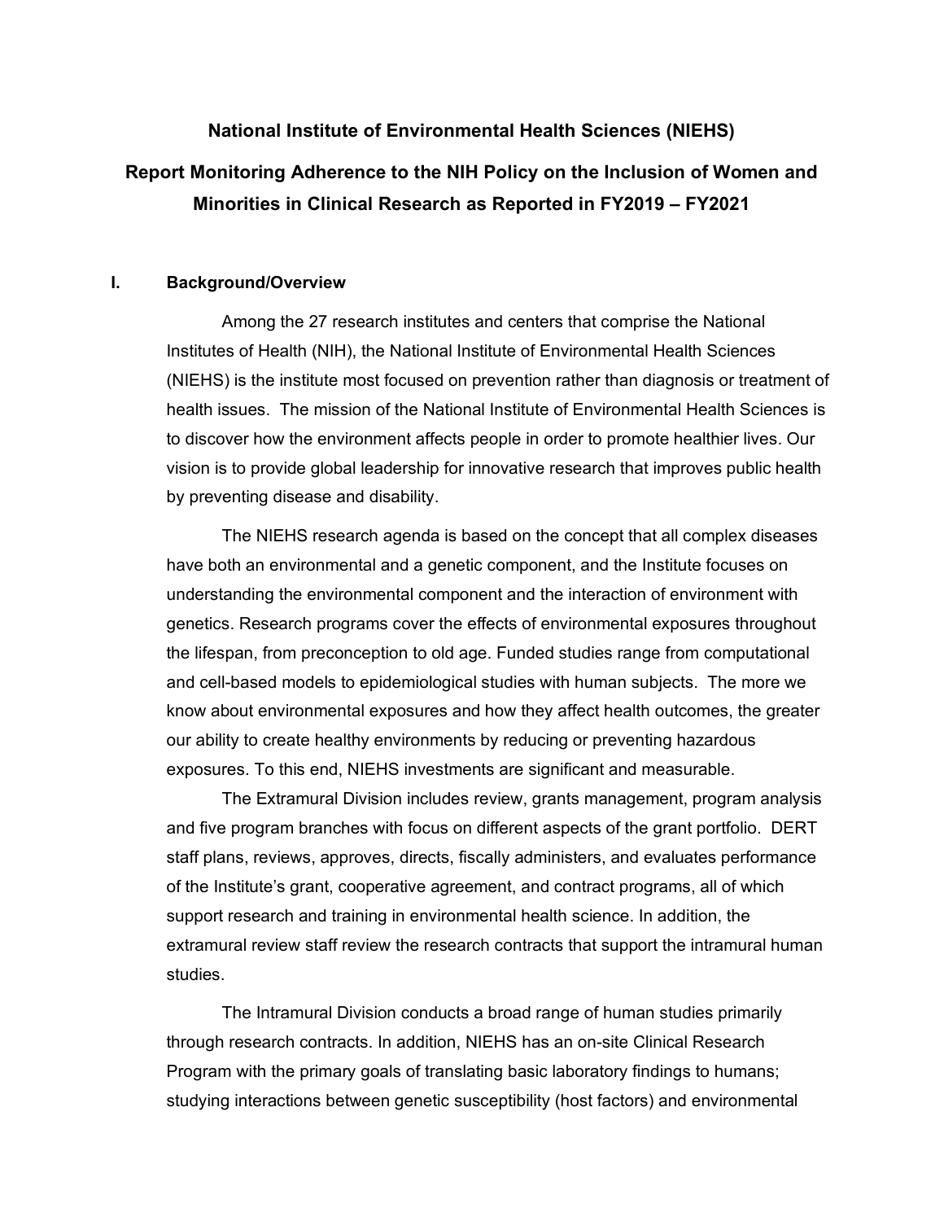# National Institute of Environmental Health Sciences (NIEHS)

# Report Monitoring Adherence to the NIH Policy on the Inclusion of Women and Minorities in Clinical Research as Reported in FY2019 – FY2021

## I. Background/Overview

Among the 27 research institutes and centers that comprise the National Institutes of Health (NIH), the National Institute of Environmental Health Sciences (NIEHS) is the institute most focused on prevention rather than diagnosis or treatment of health issues. The mission of the National Institute of Environmental Health Sciences is to discover how the environment affects people in order to promote healthier lives. Our vision is to provide global leadership for innovative research that improves public health by preventing disease and disability.

The NIEHS research agenda is based on the concept that all complex diseases have both an environmental and a genetic component, and the Institute focuses on understanding the environmental component and the interaction of environment with genetics. Research programs cover the effects of environmental exposures throughout the lifespan, from preconception to old age. Funded studies range from computational and cell-based models to epidemiological studies with human subjects. The more we know about environmental exposures and how they affect health outcomes, the greater our ability to create healthy environments by reducing or preventing hazardous exposures. To this end, NIEHS investments are significant and measurable.

The Extramural Division includes review, grants management, program analysis and five program branches with focus on different aspects of the grant portfolio. DERT staff plans, reviews, approves, directs, fiscally administers, and evaluates performance of the Institute's grant, cooperative agreement, and contract programs, all of which support research and training in environmental health science. In addition, the extramural review staff review the research contracts that support the intramural human studies.

The Intramural Division conducts a broad range of human studies primarily through research contracts. In addition, NIEHS has an on-site Clinical Research Program with the primary goals of translating basic laboratory findings to humans; studying interactions between genetic susceptibility (host factors) and environmental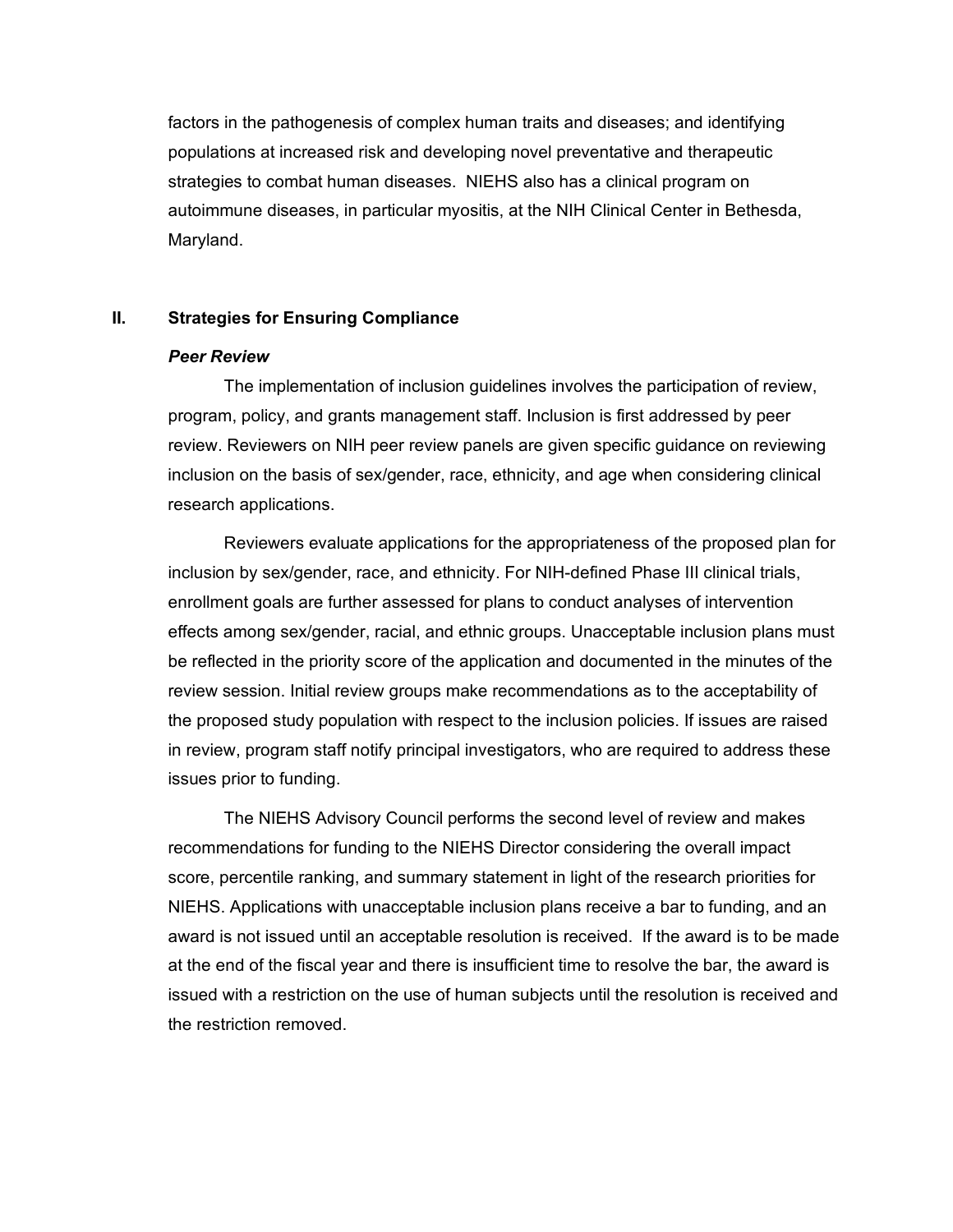factors in the pathogenesis of complex human traits and diseases; and identifying populations at increased risk and developing novel preventative and therapeutic strategies to combat human diseases. NIEHS also has a clinical program on autoimmune diseases, in particular myositis, at the NIH Clinical Center in Bethesda, Maryland.

## II. Strategies for Ensuring Compliance

### *Peer Review*

The implementation of inclusion guidelines involves the participation of review, program, policy, and grants management staff. Inclusion is first addressed by peer review. Reviewers on NIH peer review panels are given specific guidance on reviewing inclusion on the basis of sex/gender, race, ethnicity, and age when considering clinical research applications.

Reviewers evaluate applications for the appropriateness of the proposed plan for inclusion by sex/gender, race, and ethnicity. For NIH-defined Phase III clinical trials, enrollment goals are further assessed for plans to conduct analyses of intervention effects among sex/gender, racial, and ethnic groups. Unacceptable inclusion plans must be reflected in the priority score of the application and documented in the minutes of the review session. Initial review groups make recommendations as to the acceptability of the proposed study population with respect to the inclusion policies. If issues are raised in review, program staff notify principal investigators, who are required to address these issues prior to funding.

The NIEHS Advisory Council performs the second level of review and makes recommendations for funding to the NIEHS Director considering the overall impact score, percentile ranking, and summary statement in light of the research priorities for NIEHS. Applications with unacceptable inclusion plans receive a bar to funding, and an award is not issued until an acceptable resolution is received. If the award is to be made at the end of the fiscal year and there is insufficient time to resolve the bar, the award is issued with a restriction on the use of human subjects until the resolution is received and the restriction removed.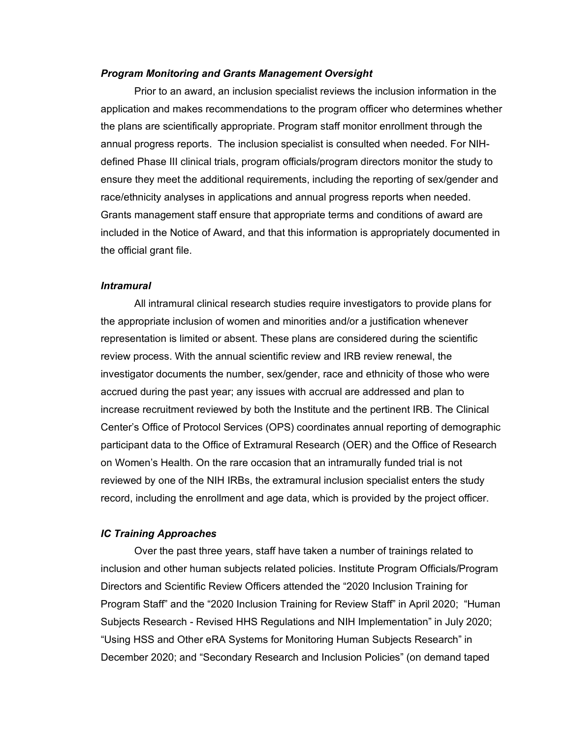### *Program Monitoring and Grants Management Oversight*

Prior to an award, an inclusion specialist reviews the inclusion information in the application and makes recommendations to the program officer who determines whether the plans are scientifically appropriate. Program staff monitor enrollment through the annual progress reports. The inclusion specialist is consulted when needed. For NIH-defined Phase III clinical trials, program officials/program directors monitor the study to ensure they meet the additional requirements, including the reporting of sex/gender and race/ethnicity analyses in applications and annual progress reports when needed. Grants management staff ensure that appropriate terms and conditions of award are included in the Notice of Award, and that this information is appropriately documented in the official grant file.

### *Intramural*

All intramural clinical research studies require investigators to provide plans for the appropriate inclusion of women and minorities and/or a justification whenever representation is limited or absent. These plans are considered during the scientific review process. With the annual scientific review and IRB review renewal, the investigator documents the number, sex/gender, race and ethnicity of those who were accrued during the past year; any issues with accrual are addressed and plan to increase recruitment reviewed by both the Institute and the pertinent IRB. The Clinical Center's Office of Protocol Services (OPS) coordinates annual reporting of demographic participant data to the Office of Extramural Research (OER) and the Office of Research on Women's Health. On the rare occasion that an intramurally funded trial is not reviewed by one of the NIH IRBs, the extramural inclusion specialist enters the study record, including the enrollment and age data, which is provided by the project officer.

### *IC Training Approaches*

Over the past three years, staff have taken a number of trainings related to inclusion and other human subjects related policies. Institute Program Officials/Program Directors and Scientific Review Officers attended the "2020 Inclusion Training for Program Staff" and the "2020 Inclusion Training for Review Staff" in April 2020; "Human Subjects Research - Revised HHS Regulations and NIH Implementation" in July 2020; "Using HSS and Other eRA Systems for Monitoring Human Subjects Research" in December 2020; and "Secondary Research and Inclusion Policies" (on demand taped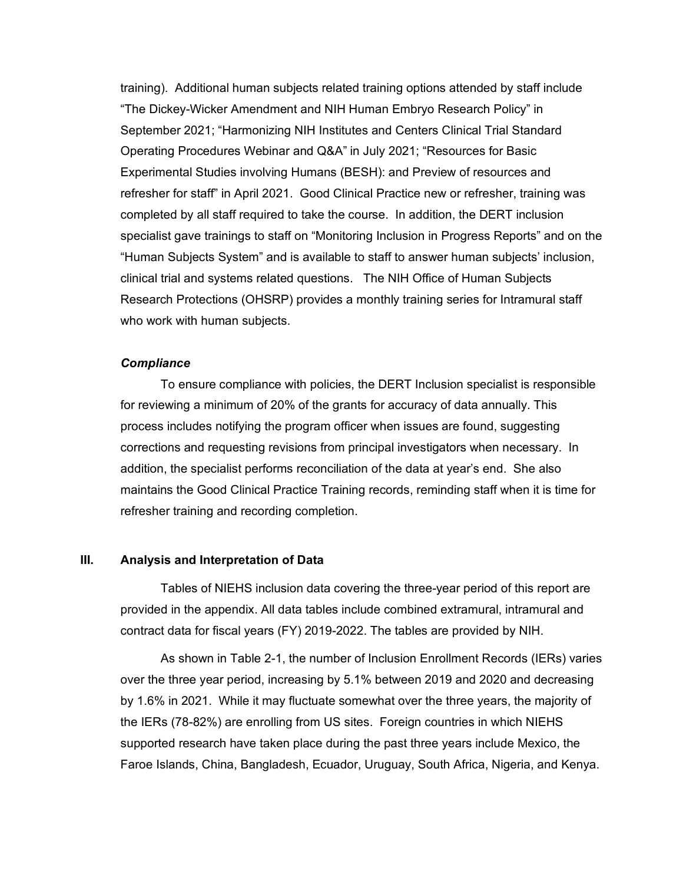training). Additional human subjects related training options attended by staff include "The Dickey-Wicker Amendment and NIH Human Embryo Research Policy" in September 2021; "Harmonizing NIH Institutes and Centers Clinical Trial Standard Operating Procedures Webinar and Q&A" in July 2021; "Resources for Basic Experimental Studies involving Humans (BESH): and Preview of resources and refresher for staff" in April 2021. Good Clinical Practice new or refresher, training was completed by all staff required to take the course. In addition, the DERT inclusion specialist gave trainings to staff on "Monitoring Inclusion in Progress Reports" and on the "Human Subjects System" and is available to staff to answer human subjects' inclusion, clinical trial and systems related questions. The NIH Office of Human Subjects Research Protections (OHSRP) provides a monthly training series for Intramural staff who work with human subjects.

***Compliance***

To ensure compliance with policies, the DERT Inclusion specialist is responsible for reviewing a minimum of 20% of the grants for accuracy of data annually. This process includes notifying the program officer when issues are found, suggesting corrections and requesting revisions from principal investigators when necessary. In addition, the specialist performs reconciliation of the data at year's end. She also maintains the Good Clinical Practice Training records, reminding staff when it is time for refresher training and recording completion.

## III. Analysis and Interpretation of Data

Tables of NIEHS inclusion data covering the three-year period of this report are provided in the appendix. All data tables include combined extramural, intramural and contract data for fiscal years (FY) 2019-2022. The tables are provided by NIH.

As shown in Table 2-1, the number of Inclusion Enrollment Records (IERs) varies over the three year period, increasing by 5.1% between 2019 and 2020 and decreasing by 1.6% in 2021. While it may fluctuate somewhat over the three years, the majority of the IERs (78-82%) are enrolling from US sites. Foreign countries in which NIEHS supported research have taken place during the past three years include Mexico, the Faroe Islands, China, Bangladesh, Ecuador, Uruguay, South Africa, Nigeria, and Kenya.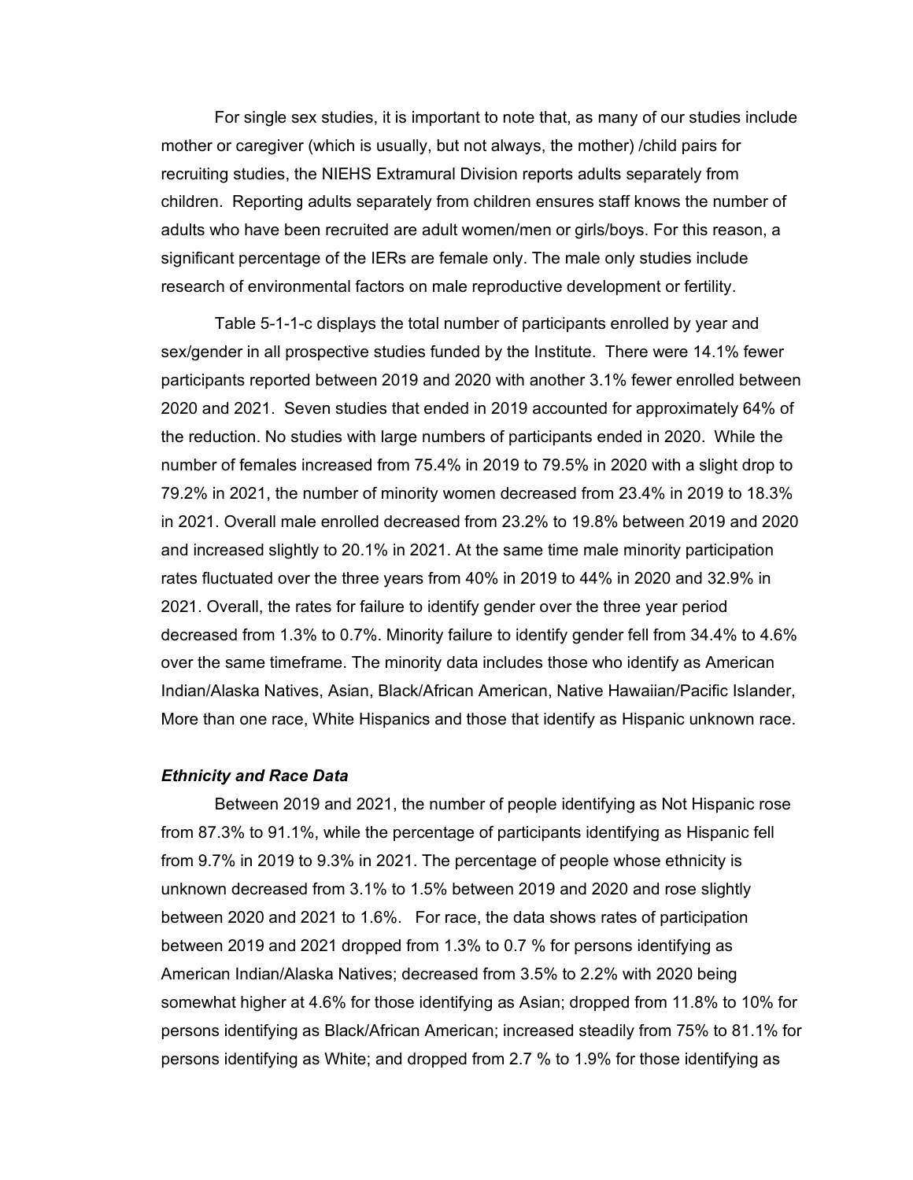For single sex studies, it is important to note that, as many of our studies include mother or caregiver (which is usually, but not always, the mother) /child pairs for recruiting studies, the NIEHS Extramural Division reports adults separately from children. Reporting adults separately from children ensures staff knows the number of adults who have been recruited are adult women/men or girls/boys. For this reason, a significant percentage of the IERs are female only. The male only studies include research of environmental factors on male reproductive development or fertility.

Table 5-1-1-c displays the total number of participants enrolled by year and sex/gender in all prospective studies funded by the Institute. There were 14.1% fewer participants reported between 2019 and 2020 with another 3.1% fewer enrolled between 2020 and 2021. Seven studies that ended in 2019 accounted for approximately 64% of the reduction. No studies with large numbers of participants ended in 2020. While the number of females increased from 75.4% in 2019 to 79.5% in 2020 with a slight drop to 79.2% in 2021, the number of minority women decreased from 23.4% in 2019 to 18.3% in 2021. Overall male enrolled decreased from 23.2% to 19.8% between 2019 and 2020 and increased slightly to 20.1% in 2021. At the same time male minority participation rates fluctuated over the three years from 40% in 2019 to 44% in 2020 and 32.9% in 2021. Overall, the rates for failure to identify gender over the three year period decreased from 1.3% to 0.7%. Minority failure to identify gender fell from 34.4% to 4.6% over the same timeframe. The minority data includes those who identify as American Indian/Alaska Natives, Asian, Black/African American, Native Hawaiian/Pacific Islander, More than one race, White Hispanics and those that identify as Hispanic unknown race.

***Ethnicity and Race Data***

Between 2019 and 2021, the number of people identifying as Not Hispanic rose from 87.3% to 91.1%, while the percentage of participants identifying as Hispanic fell from 9.7% in 2019 to 9.3% in 2021. The percentage of people whose ethnicity is unknown decreased from 3.1% to 1.5% between 2019 and 2020 and rose slightly between 2020 and 2021 to 1.6%. For race, the data shows rates of participation between 2019 and 2021 dropped from 1.3% to 0.7 % for persons identifying as American Indian/Alaska Natives; decreased from 3.5% to 2.2% with 2020 being somewhat higher at 4.6% for those identifying as Asian; dropped from 11.8% to 10% for persons identifying as Black/African American; increased steadily from 75% to 81.1% for persons identifying as White; and dropped from 2.7 % to 1.9% for those identifying as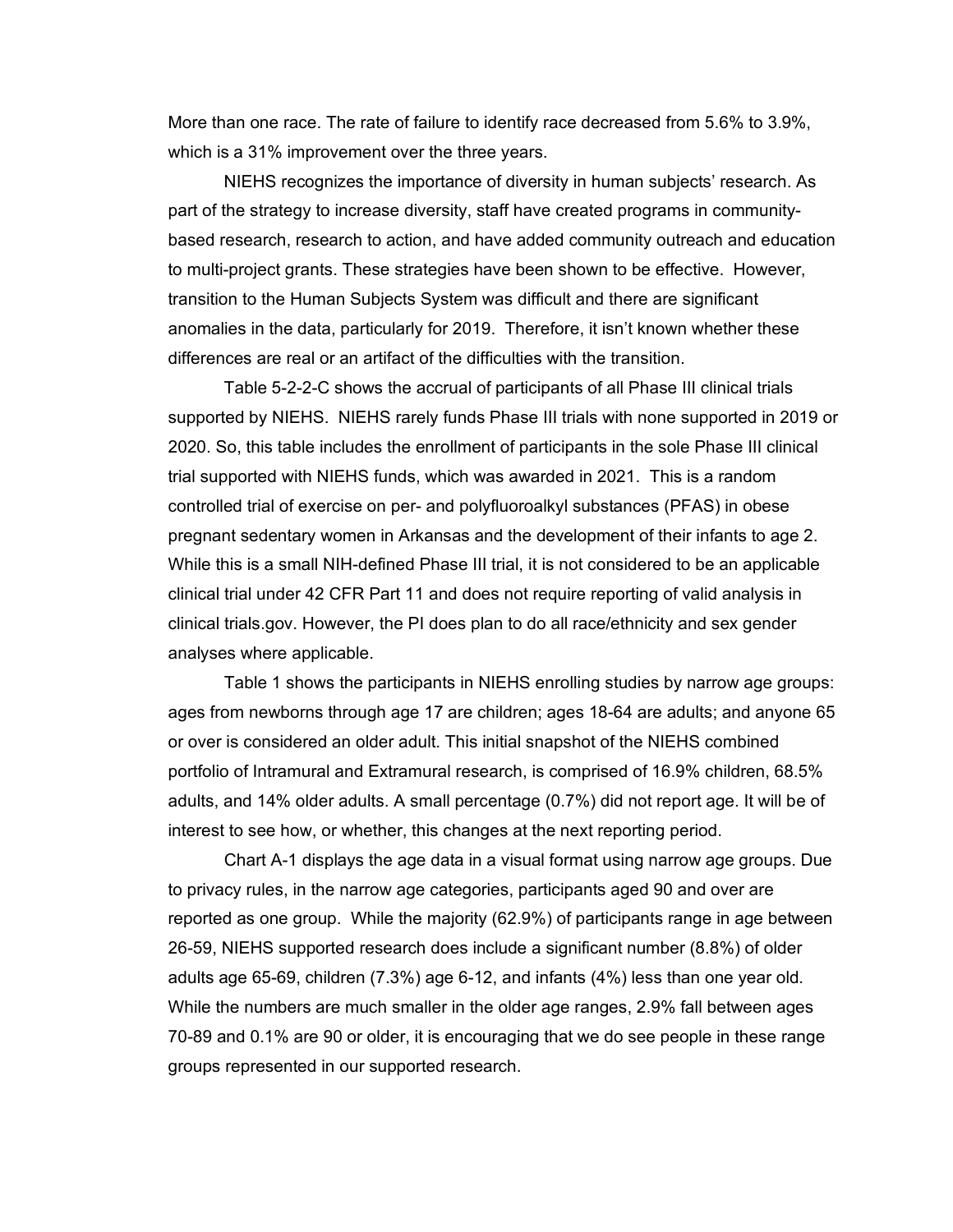More than one race. The rate of failure to identify race decreased from 5.6% to 3.9%, which is a 31% improvement over the three years.

NIEHS recognizes the importance of diversity in human subjects' research. As part of the strategy to increase diversity, staff have created programs in community-based research, research to action, and have added community outreach and education to multi-project grants. These strategies have been shown to be effective. However, transition to the Human Subjects System was difficult and there are significant anomalies in the data, particularly for 2019. Therefore, it isn't known whether these differences are real or an artifact of the difficulties with the transition.

Table 5-2-2-C shows the accrual of participants of all Phase III clinical trials supported by NIEHS. NIEHS rarely funds Phase III trials with none supported in 2019 or 2020. So, this table includes the enrollment of participants in the sole Phase III clinical trial supported with NIEHS funds, which was awarded in 2021. This is a random controlled trial of exercise on per- and polyfluoroalkyl substances (PFAS) in obese pregnant sedentary women in Arkansas and the development of their infants to age 2. While this is a small NIH-defined Phase III trial, it is not considered to be an applicable clinical trial under 42 CFR Part 11 and does not require reporting of valid analysis in clinical trials.gov. However, the PI does plan to do all race/ethnicity and sex gender analyses where applicable.

Table 1 shows the participants in NIEHS enrolling studies by narrow age groups: ages from newborns through age 17 are children; ages 18-64 are adults; and anyone 65 or over is considered an older adult. This initial snapshot of the NIEHS combined portfolio of Intramural and Extramural research, is comprised of 16.9% children, 68.5% adults, and 14% older adults. A small percentage (0.7%) did not report age. It will be of interest to see how, or whether, this changes at the next reporting period.

Chart A-1 displays the age data in a visual format using narrow age groups. Due to privacy rules, in the narrow age categories, participants aged 90 and over are reported as one group. While the majority (62.9%) of participants range in age between 26-59, NIEHS supported research does include a significant number (8.8%) of older adults age 65-69, children (7.3%) age 6-12, and infants (4%) less than one year old. While the numbers are much smaller in the older age ranges, 2.9% fall between ages 70-89 and 0.1% are 90 or older, it is encouraging that we do see people in these range groups represented in our supported research.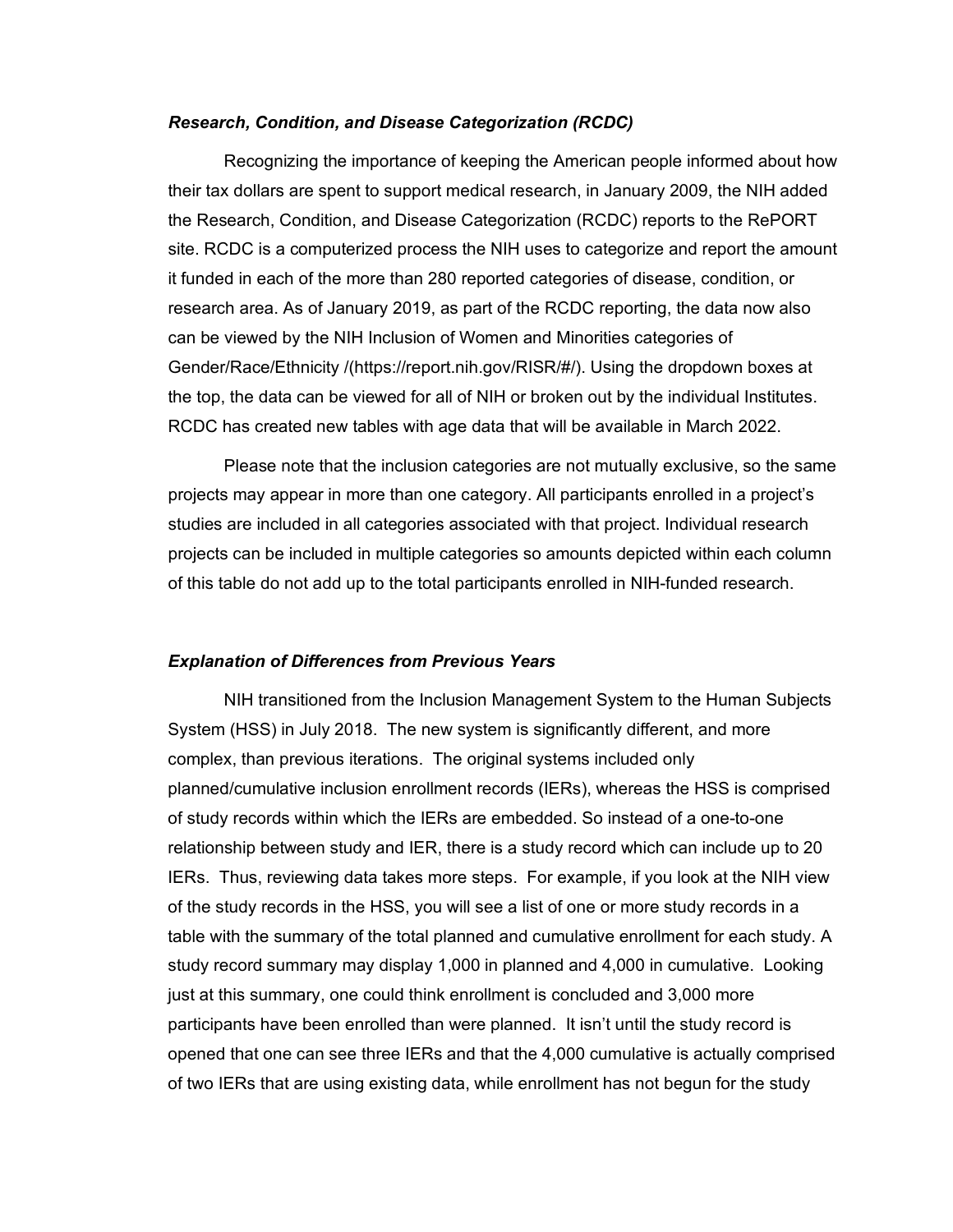### *Research, Condition, and Disease Categorization (RCDC)*

Recognizing the importance of keeping the American people informed about how their tax dollars are spent to support medical research, in January 2009, the NIH added the Research, Condition, and Disease Categorization (RCDC) reports to the RePORT site. RCDC is a computerized process the NIH uses to categorize and report the amount it funded in each of the more than 280 reported categories of disease, condition, or research area. As of January 2019, as part of the RCDC reporting, the data now also can be viewed by the NIH Inclusion of Women and Minorities categories of Gender/Race/Ethnicity /(https://report.nih.gov/RISR/#/). Using the dropdown boxes at the top, the data can be viewed for all of NIH or broken out by the individual Institutes. RCDC has created new tables with age data that will be available in March 2022.

Please note that the inclusion categories are not mutually exclusive, so the same projects may appear in more than one category. All participants enrolled in a project's studies are included in all categories associated with that project. Individual research projects can be included in multiple categories so amounts depicted within each column of this table do not add up to the total participants enrolled in NIH-funded research.

### *Explanation of Differences from Previous Years*

NIH transitioned from the Inclusion Management System to the Human Subjects System (HSS) in July 2018. The new system is significantly different, and more complex, than previous iterations. The original systems included only planned/cumulative inclusion enrollment records (IERs), whereas the HSS is comprised of study records within which the IERs are embedded. So instead of a one-to-one relationship between study and IER, there is a study record which can include up to 20 IERs. Thus, reviewing data takes more steps. For example, if you look at the NIH view of the study records in the HSS, you will see a list of one or more study records in a table with the summary of the total planned and cumulative enrollment for each study. A study record summary may display 1,000 in planned and 4,000 in cumulative. Looking just at this summary, one could think enrollment is concluded and 3,000 more participants have been enrolled than were planned. It isn't until the study record is opened that one can see three IERs and that the 4,000 cumulative is actually comprised of two IERs that are using existing data, while enrollment has not begun for the study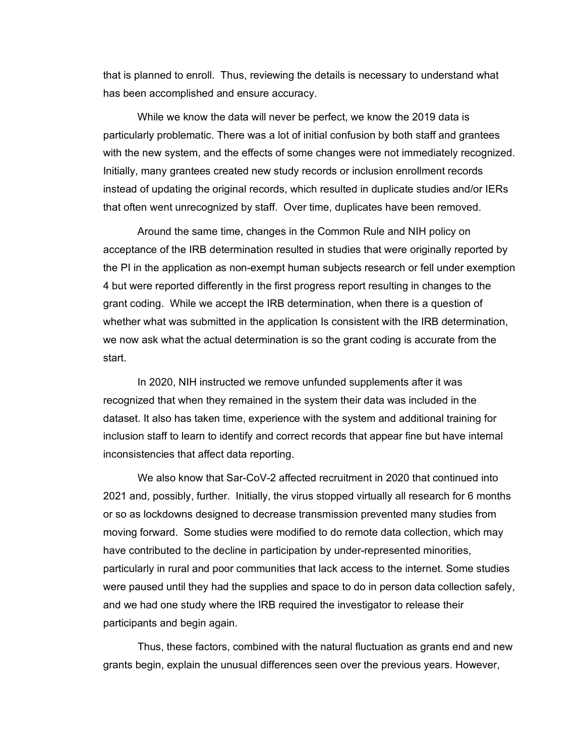that is planned to enroll. Thus, reviewing the details is necessary to understand what has been accomplished and ensure accuracy.

While we know the data will never be perfect, we know the 2019 data is particularly problematic. There was a lot of initial confusion by both staff and grantees with the new system, and the effects of some changes were not immediately recognized. Initially, many grantees created new study records or inclusion enrollment records instead of updating the original records, which resulted in duplicate studies and/or IERs that often went unrecognized by staff. Over time, duplicates have been removed.

Around the same time, changes in the Common Rule and NIH policy on acceptance of the IRB determination resulted in studies that were originally reported by the PI in the application as non-exempt human subjects research or fell under exemption 4 but were reported differently in the first progress report resulting in changes to the grant coding. While we accept the IRB determination, when there is a question of whether what was submitted in the application Is consistent with the IRB determination, we now ask what the actual determination is so the grant coding is accurate from the start.

In 2020, NIH instructed we remove unfunded supplements after it was recognized that when they remained in the system their data was included in the dataset. It also has taken time, experience with the system and additional training for inclusion staff to learn to identify and correct records that appear fine but have internal inconsistencies that affect data reporting.

We also know that Sar-CoV-2 affected recruitment in 2020 that continued into 2021 and, possibly, further. Initially, the virus stopped virtually all research for 6 months or so as lockdowns designed to decrease transmission prevented many studies from moving forward. Some studies were modified to do remote data collection, which may have contributed to the decline in participation by under-represented minorities, particularly in rural and poor communities that lack access to the internet. Some studies were paused until they had the supplies and space to do in person data collection safely, and we had one study where the IRB required the investigator to release their participants and begin again.

Thus, these factors, combined with the natural fluctuation as grants end and new grants begin, explain the unusual differences seen over the previous years. However,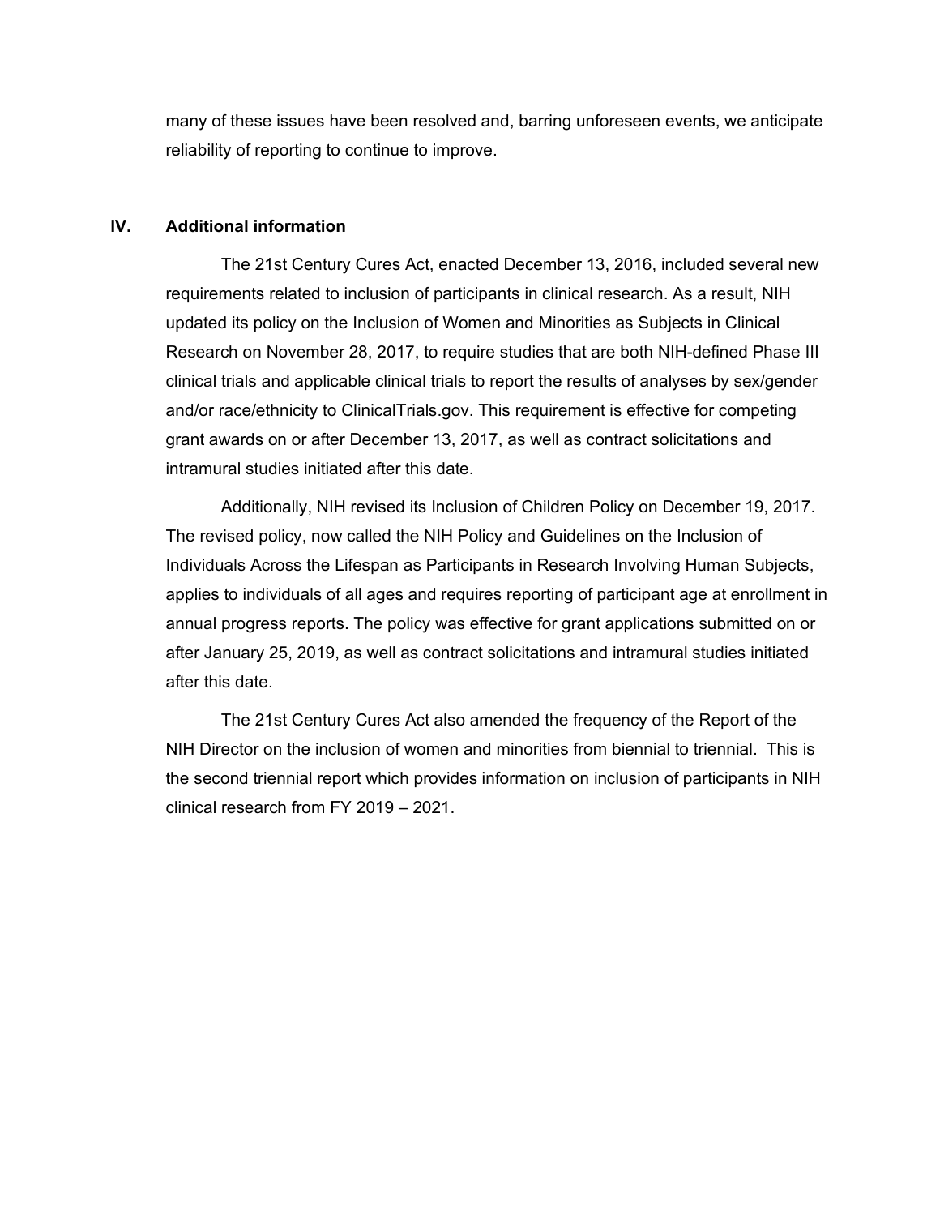many of these issues have been resolved and, barring unforeseen events, we anticipate reliability of reporting to continue to improve.

## IV. Additional information

The 21st Century Cures Act, enacted December 13, 2016, included several new requirements related to inclusion of participants in clinical research. As a result, NIH updated its policy on the Inclusion of Women and Minorities as Subjects in Clinical Research on November 28, 2017, to require studies that are both NIH-defined Phase III clinical trials and applicable clinical trials to report the results of analyses by sex/gender and/or race/ethnicity to ClinicalTrials.gov. This requirement is effective for competing grant awards on or after December 13, 2017, as well as contract solicitations and intramural studies initiated after this date.

Additionally, NIH revised its Inclusion of Children Policy on December 19, 2017. The revised policy, now called the NIH Policy and Guidelines on the Inclusion of Individuals Across the Lifespan as Participants in Research Involving Human Subjects, applies to individuals of all ages and requires reporting of participant age at enrollment in annual progress reports. The policy was effective for grant applications submitted on or after January 25, 2019, as well as contract solicitations and intramural studies initiated after this date.

The 21st Century Cures Act also amended the frequency of the Report of the NIH Director on the inclusion of women and minorities from biennial to triennial. This is the second triennial report which provides information on inclusion of participants in NIH clinical research from FY 2019 – 2021.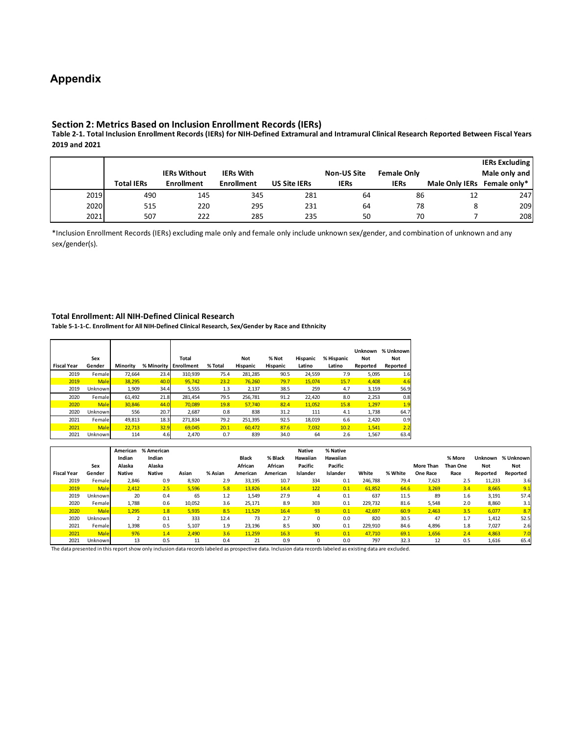# Appendix

## Section 2: Metrics Based on Inclusion Enrollment Records (IERs)

**Table 2-1. Total Inclusion Enrollment Records (IERs) for NIH-Defined Extramural and Intramural Clinical Research Reported Between Fiscal Years 2019 and 2021**

| | Total IERs | IERs Without Enrollment | IERs With Enrollment | US Site IERs | Non-US Site IERs | Female Only IERs | Male Only IERs | IERs Excluding Male only and Female only* |
|---|---|---|---|---|---|---|---|---|
| 2019 | 490 | 145 | 345 | 281 | 64 | 86 | 12 | 247 |
| 2020 | 515 | 220 | 295 | 231 | 64 | 78 | 8 | 209 |
| 2021 | 507 | 222 | 285 | 235 | 50 | 70 | 7 | 208 |

*Inclusion Enrollment Records (IERs) excluding male only and female only include unknown sex/gender, and combination of unknown and any sex/gender(s).

### Total Enrollment: All NIH-Defined Clinical Research

**Table 5-1-1-C. Enrollment for All NIH-Defined Clinical Research, Sex/Gender by Race and Ethnicity**

| Fiscal Year | Sex Gender | Minority | % Minority | Total Enrollment | % Total | Not Hispanic | % Not Hispanic | Hispanic Latino | % Hispanic Latino | Unknown Not Reported | % Unknown Not Reported |
|---|---|---|---|---|---|---|---|---|---|---|---|
| 2019 | Female | 72,664 | 23.4 | 310,939 | 75.4 | 281,285 | 90.5 | 24,559 | 7.9 | 5,095 | 1.6 |
| 2019 | Male | 38,295 | 40.0 | 95,742 | 23.2 | 76,260 | 79.7 | 15,074 | 15.7 | 4,408 | 4.6 |
| 2019 | Unknown | 1,909 | 34.4 | 5,555 | 1.3 | 2,137 | 38.5 | 259 | 4.7 | 3,159 | 56.9 |
| 2020 | Female | 61,492 | 21.8 | 281,454 | 79.5 | 256,781 | 91.2 | 22,420 | 8.0 | 2,253 | 0.8 |
| 2020 | Male | 30,846 | 44.0 | 70,089 | 19.8 | 57,740 | 82.4 | 11,052 | 15.8 | 1,297 | 1.9 |
| 2020 | Unknown | 556 | 20.7 | 2,687 | 0.8 | 838 | 31.2 | 111 | 4.1 | 1,738 | 64.7 |
| 2021 | Female | 49,813 | 18.3 | 271,834 | 79.2 | 251,395 | 92.5 | 18,019 | 6.6 | 2,420 | 0.9 |
| 2021 | Male | 22,713 | 32.9 | 69,045 | 20.1 | 60,472 | 87.6 | 7,032 | 10.2 | 1,541 | 2.2 |
| 2021 | Unknown | 114 | 4.6 | 2,470 | 0.7 | 839 | 34.0 | 64 | 2.6 | 1,567 | 63.4 |

| Fiscal Year | Sex Gender | American Indian Alaska Native | % American Indian Alaska Native | Asian | % Asian | Black African American | % Black African American | Native Hawaiian Pacific Islander | % Native Hawaiian Pacific Islander | White | % White | More Than One Race | % More Than One Race | Unknown Not Reported | % Unknown Not Reported |
|---|---|---|---|---|---|---|---|---|---|---|---|---|---|---|---|
| 2019 | Female | 2,846 | 0.9 | 8,920 | 2.9 | 33,195 | 10.7 | 334 | 0.1 | 246,788 | 79.4 | 7,623 | 2.5 | 11,233 | 3.6 |
| 2019 | Male | 2,412 | 2.5 | 5,596 | 5.8 | 13,826 | 14.4 | 122 | 0.1 | 61,852 | 64.6 | 3,269 | 3.4 | 8,665 | 9.1 |
| 2019 | Unknown | 20 | 0.4 | 65 | 1.2 | 1,549 | 27.9 | 4 | 0.1 | 637 | 11.5 | 89 | 1.6 | 3,191 | 57.4 |
| 2020 | Female | 1,788 | 0.6 | 10,052 | 3.6 | 25,171 | 8.9 | 303 | 0.1 | 229,732 | 81.6 | 5,548 | 2.0 | 8,860 | 3.1 |
| 2020 | Male | 1,295 | 1.8 | 5,935 | 8.5 | 11,529 | 16.4 | 93 | 0.1 | 42,697 | 60.9 | 2,463 | 3.5 | 6,077 | 8.7 |
| 2020 | Unknown | 2 | 0.1 | 333 | 12.4 | 73 | 2.7 | 0 | 0.0 | 820 | 30.5 | 47 | 1.7 | 1,412 | 52.5 |
| 2021 | Female | 1,398 | 0.5 | 5,107 | 1.9 | 23,196 | 8.5 | 300 | 0.1 | 229,910 | 84.6 | 4,896 | 1.8 | 7,027 | 2.6 |
| 2021 | Male | 976 | 1.4 | 2,490 | 3.6 | 11,259 | 16.3 | 91 | 0.1 | 47,710 | 69.1 | 1,656 | 2.4 | 4,863 | 7.0 |
| 2021 | Unknown | 13 | 0.5 | 11 | 0.4 | 21 | 0.9 | 0 | 0.0 | 797 | 32.3 | 12 | 0.5 | 1,616 | 65.4 |

The data presented in this report show only inclusion data records labeled as prospective data. Inclusion data records labeled as existing data are excluded.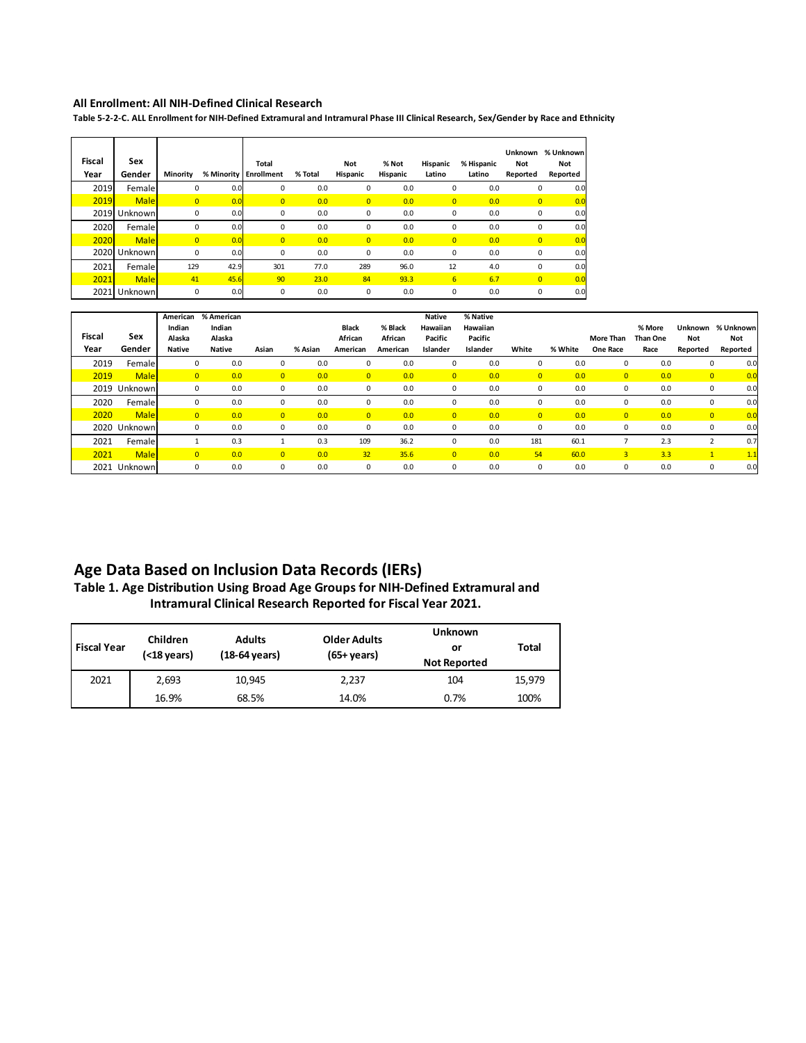### All Enrollment: All NIH-Defined Clinical Research

**Table 5-2-2-C. ALL Enrollment for NIH-Defined Extramural and Intramural Phase III Clinical Research, Sex/Gender by Race and Ethnicity**

| Fiscal Year | Sex Gender | Minority | % Minority | Total Enrollment | % Total | Not Hispanic | % Not Hispanic | Hispanic Latino | % Hispanic Latino | Unknown Not Reported | % Unknown Not Reported |
|---|---|---|---|---|---|---|---|---|---|---|---|
| 2019 | Female | 0 | 0.0 | 0 | 0.0 | 0 | 0.0 | 0 | 0.0 | 0 | 0.0 |
| 2019 | Male | 0 | 0.0 | 0 | 0.0 | 0 | 0.0 | 0 | 0.0 | 0 | 0.0 |
| 2019 | Unknown | 0 | 0.0 | 0 | 0.0 | 0 | 0.0 | 0 | 0.0 | 0 | 0.0 |
| 2020 | Female | 0 | 0.0 | 0 | 0.0 | 0 | 0.0 | 0 | 0.0 | 0 | 0.0 |
| 2020 | Male | 0 | 0.0 | 0 | 0.0 | 0 | 0.0 | 0 | 0.0 | 0 | 0.0 |
| 2020 | Unknown | 0 | 0.0 | 0 | 0.0 | 0 | 0.0 | 0 | 0.0 | 0 | 0.0 |
| 2021 | Female | 129 | 42.9 | 301 | 77.0 | 289 | 96.0 | 12 | 4.0 | 0 | 0.0 |
| 2021 | Male | 41 | 45.6 | 90 | 23.0 | 84 | 93.3 | 6 | 6.7 | 0 | 0.0 |
| 2021 | Unknown | 0 | 0.0 | 0 | 0.0 | 0 | 0.0 | 0 | 0.0 | 0 | 0.0 |

| Fiscal Year | Sex Gender | American Indian Alaska Native | % American Indian Alaska Native | Asian | % Asian | Black African American | % Black African American | Native Hawaiian Pacific Islander | % Native Hawaiian Pacific Islander | White | % White | More Than One Race | % More Than One Race | Unknown Not Reported | % Unknown Not Reported |
|---|---|---|---|---|---|---|---|---|---|---|---|---|---|---|---|
| 2019 | Female | 0 | 0.0 | 0 | 0.0 | 0 | 0.0 | 0 | 0.0 | 0 | 0.0 | 0 | 0.0 | 0 | 0.0 |
| 2019 | Male | 0 | 0.0 | 0 | 0.0 | 0 | 0.0 | 0 | 0.0 | 0 | 0.0 | 0 | 0.0 | 0 | 0.0 |
| 2019 | Unknown | 0 | 0.0 | 0 | 0.0 | 0 | 0.0 | 0 | 0.0 | 0 | 0.0 | 0 | 0.0 | 0 | 0.0 |
| 2020 | Female | 0 | 0.0 | 0 | 0.0 | 0 | 0.0 | 0 | 0.0 | 0 | 0.0 | 0 | 0.0 | 0 | 0.0 |
| 2020 | Male | 0 | 0.0 | 0 | 0.0 | 0 | 0.0 | 0 | 0.0 | 0 | 0.0 | 0 | 0.0 | 0 | 0.0 |
| 2020 | Unknown | 0 | 0.0 | 0 | 0.0 | 0 | 0.0 | 0 | 0.0 | 0 | 0.0 | 0 | 0.0 | 0 | 0.0 |
| 2021 | Female | 1 | 0.3 | 1 | 0.3 | 109 | 36.2 | 0 | 0.0 | 181 | 60.1 | 7 | 2.3 | 2 | 0.7 |
| 2021 | Male | 0 | 0.0 | 0 | 0.0 | 32 | 35.6 | 0 | 0.0 | 54 | 60.0 | 3 | 3.3 | 1 | 1.1 |
| 2021 | Unknown | 0 | 0.0 | 0 | 0.0 | 0 | 0.0 | 0 | 0.0 | 0 | 0.0 | 0 | 0.0 | 0 | 0.0 |

## Age Data Based on Inclusion Data Records (IERs)

**Table 1. Age Distribution Using Broad Age Groups for NIH-Defined Extramural and Intramural Clinical Research Reported for Fiscal Year 2021.**

| Fiscal Year | Children (<18 years) | Adults (18-64 years) | Older Adults (65+ years) | Unknown or Not Reported | Total |
|---|---|---|---|---|---|
| 2021 | 2,693 | 10,945 | 2,237 | 104 | 15,979 |
| | 16.9% | 68.5% | 14.0% | 0.7% | 100% |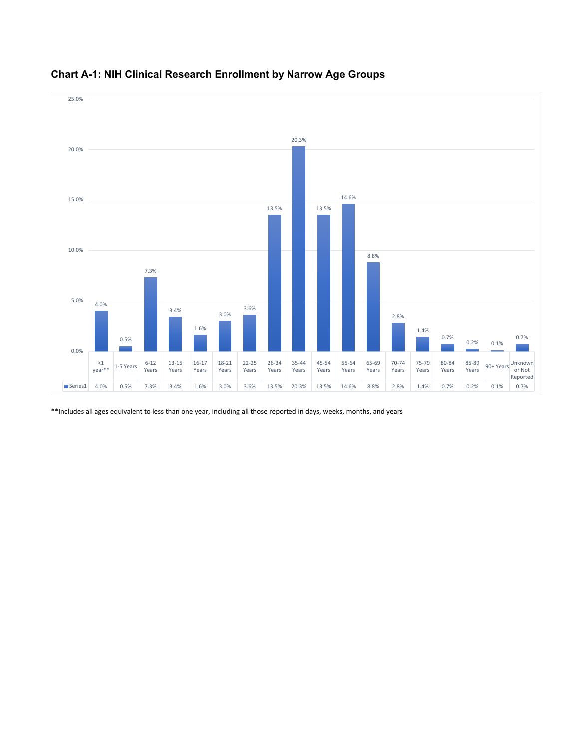## Chart A-1: NIH Clinical Research Enrollment by Narrow Age Groups

25.0%
20.0%
15.0%
10.0%
5.0%
0.0%

Series1

<1 year** 4.0%
1-5 Years 0.5%
6-12 Years 7.3%
13-15 Years 3.4%
16-17 Years 1.6%
18-21 Years 3.0%
22-25 Years 3.6%
26-34 Years 13.5%
35-44 Years 20.3%
45-54 Years 13.5%
55-64 Years 14.6%
65-69 Years 8.8%
70-74 Years 2.8%
75-79 Years 1.4%
80-84 Years 0.7%
85-89 Years 0.2%
90+ Years 0.1%
Unknown or Not Reported 0.7%

**Includes all ages equivalent to less than one year, including all those reported in days, weeks, months, and years